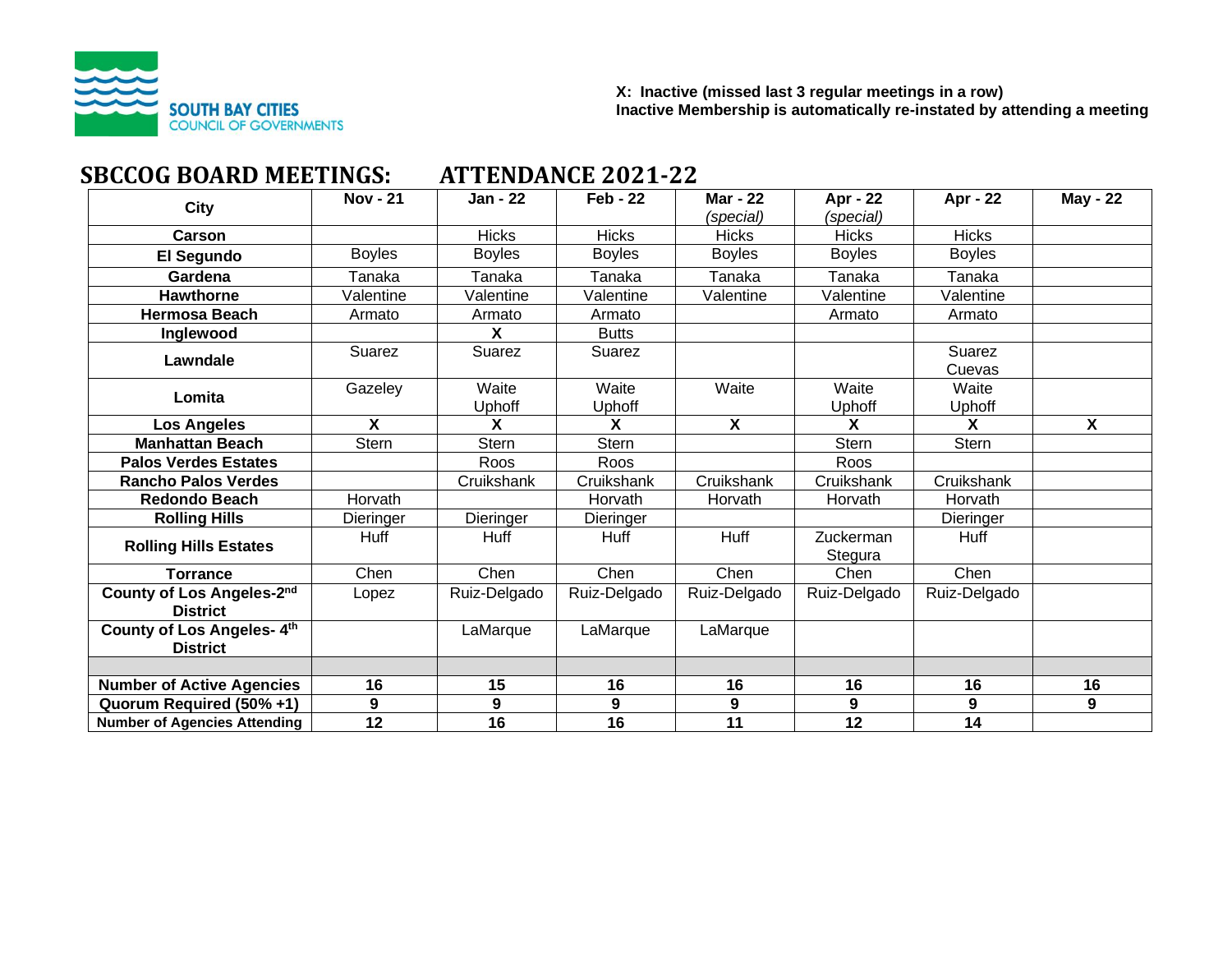SOUTH BAY CITIES
COUNCIL OF GOVERNMENTS

**X: Inactive (missed last 3 regular meetings in a row)**
**Inactive Membership is automatically re-instated by attending a meeting**

# SBCCOG BOARD MEETINGS: ATTENDANCE 2021-22

| City | Nov - 21 | Jan - 22 | Feb - 22 | Mar - 22 *(special)* | Apr - 22 *(special)* | Apr - 22 | May - 22 |
|---|---|---|---|---|---|---|---|
| **Carson** | | Hicks | Hicks | Hicks | Hicks | Hicks | |
| **El Segundo** | Boyles | Boyles | Boyles | Boyles | Boyles | Boyles | |
| **Gardena** | Tanaka | Tanaka | Tanaka | Tanaka | Tanaka | Tanaka | |
| **Hawthorne** | Valentine | Valentine | Valentine | Valentine | Valentine | Valentine | |
| **Hermosa Beach** | Armato | Armato | Armato | | Armato | Armato | |
| **Inglewood** | | **X** | Butts | | | | |
| **Lawndale** | Suarez | Suarez | Suarez | | | Suarez Cuevas | |
| **Lomita** | Gazeley | Waite Uphoff | Waite Uphoff | Waite | Waite Uphoff | Waite Uphoff | |
| **Los Angeles** | **X** | **X** | **X** | **X** | **X** | **X** | **X** |
| **Manhattan Beach** | Stern | Stern | Stern | | Stern | Stern | |
| **Palos Verdes Estates** | | Roos | Roos | | Roos | | |
| **Rancho Palos Verdes** | | Cruikshank | Cruikshank | Cruikshank | Cruikshank | Cruikshank | |
| **Redondo Beach** | Horvath | | Horvath | Horvath | Horvath | Horvath | |
| **Rolling Hills** | Dieringer | Dieringer | Dieringer | | | Dieringer | |
| **Rolling Hills Estates** | Huff | Huff | Huff | Huff | Zuckerman Stegura | Huff | |
| **Torrance** | Chen | Chen | Chen | Chen | Chen | Chen | |
| **County of Los Angeles-2nd District** | Lopez | Ruiz-Delgado | Ruiz-Delgado | Ruiz-Delgado | Ruiz-Delgado | Ruiz-Delgado | |
| **County of Los Angeles- 4th District** | | LaMarque | LaMarque | LaMarque | | | |
| | | | | | | | |
| **Number of Active Agencies** | **16** | **15** | **16** | **16** | **16** | **16** | **16** |
| **Quorum Required (50% +1)** | **9** | **9** | **9** | **9** | **9** | **9** | **9** |
| **Number of Agencies Attending** | **12** | **16** | **16** | **11** | **12** | **14** | |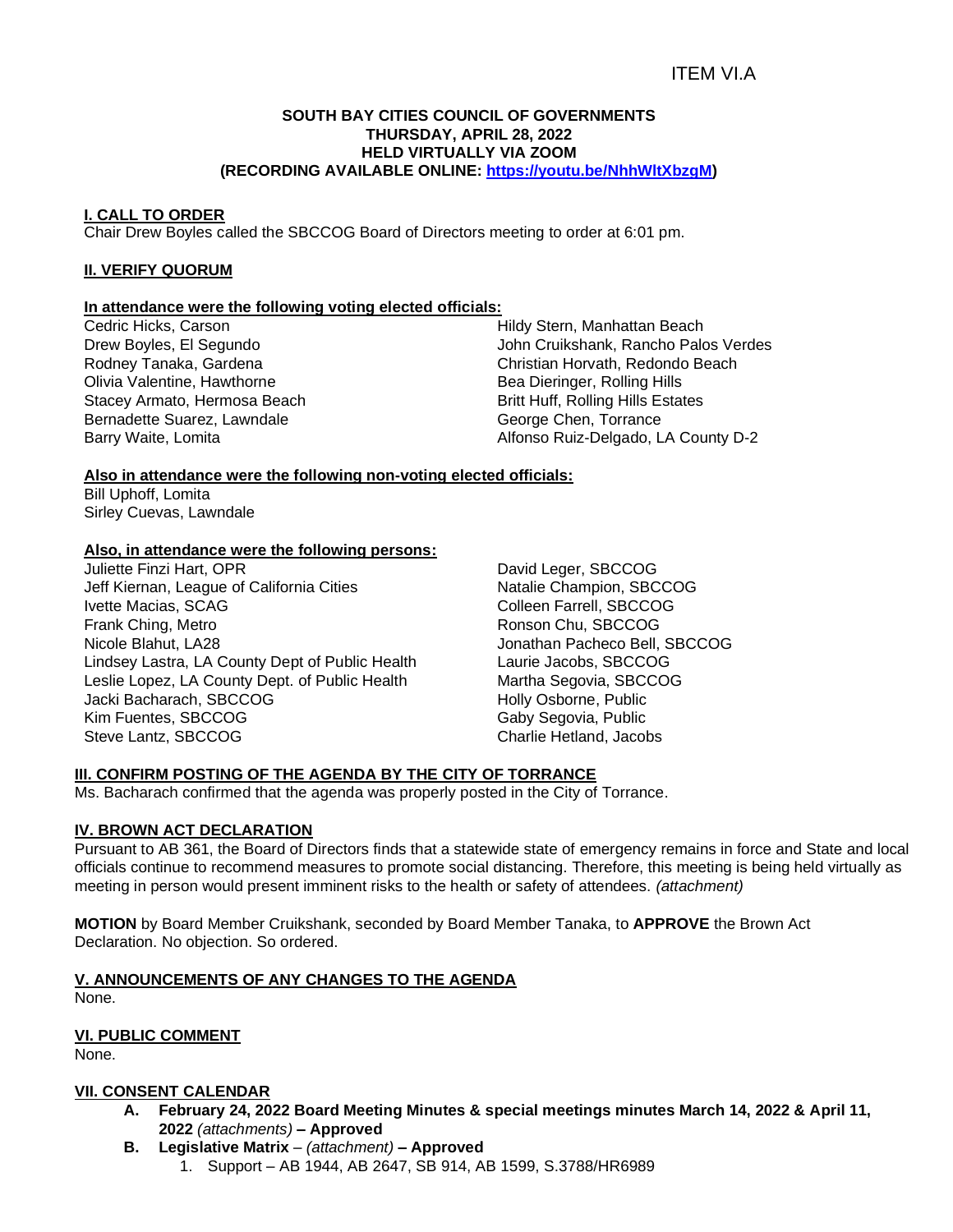ITEM VI.A

**SOUTH BAY CITIES COUNCIL OF GOVERNMENTS**
**THURSDAY, APRIL 28, 2022**
**HELD VIRTUALLY VIA ZOOM**
**(RECORDING AVAILABLE ONLINE: https://youtu.be/NhhWltXbzgM)**

**I. CALL TO ORDER**

Chair Drew Boyles called the SBCCOG Board of Directors meeting to order at 6:01 pm.

**II. VERIFY QUORUM**

**In attendance were the following voting elected officials:**

Cedric Hicks, Carson
Drew Boyles, El Segundo
Rodney Tanaka, Gardena
Olivia Valentine, Hawthorne
Stacey Armato, Hermosa Beach
Bernadette Suarez, Lawndale
Barry Waite, Lomita
Hildy Stern, Manhattan Beach
John Cruikshank, Rancho Palos Verdes
Christian Horvath, Redondo Beach
Bea Dieringer, Rolling Hills
Britt Huff, Rolling Hills Estates
George Chen, Torrance
Alfonso Ruiz-Delgado, LA County D-2

**Also in attendance were the following non-voting elected officials:**

Bill Uphoff, Lomita
Sirley Cuevas, Lawndale

**Also, in attendance were the following persons:**

Juliette Finzi Hart, OPR
Jeff Kiernan, League of California Cities
Ivette Macias, SCAG
Frank Ching, Metro
Nicole Blahut, LA28
Lindsey Lastra, LA County Dept of Public Health
Leslie Lopez, LA County Dept. of Public Health
Jacki Bacharach, SBCCOG
Kim Fuentes, SBCCOG
Steve Lantz, SBCCOG
David Leger, SBCCOG
Natalie Champion, SBCCOG
Colleen Farrell, SBCCOG
Ronson Chu, SBCCOG
Jonathan Pacheco Bell, SBCCOG
Laurie Jacobs, SBCCOG
Martha Segovia, SBCCOG
Holly Osborne, Public
Gaby Segovia, Public
Charlie Hetland, Jacobs

**III. CONFIRM POSTING OF THE AGENDA BY THE CITY OF TORRANCE**

Ms. Bacharach confirmed that the agenda was properly posted in the City of Torrance.

**IV. BROWN ACT DECLARATION**

Pursuant to AB 361, the Board of Directors finds that a statewide state of emergency remains in force and State and local officials continue to recommend measures to promote social distancing. Therefore, this meeting is being held virtually as meeting in person would present imminent risks to the health or safety of attendees. *(attachment)*

**MOTION** by Board Member Cruikshank, seconded by Board Member Tanaka, to **APPROVE** the Brown Act Declaration. No objection. So ordered.

**V. ANNOUNCEMENTS OF ANY CHANGES TO THE AGENDA**

None.

**VI. PUBLIC COMMENT**

None.

**VII. CONSENT CALENDAR**

- **A. February 24, 2022 Board Meeting Minutes & special meetings minutes March 14, 2022 & April 11, 2022** *(attachments)* **– Approved**
- **B. Legislative Matrix** – *(attachment)* **– Approved**
  1. Support – AB 1944, AB 2647, SB 914, AB 1599, S.3788/HR6989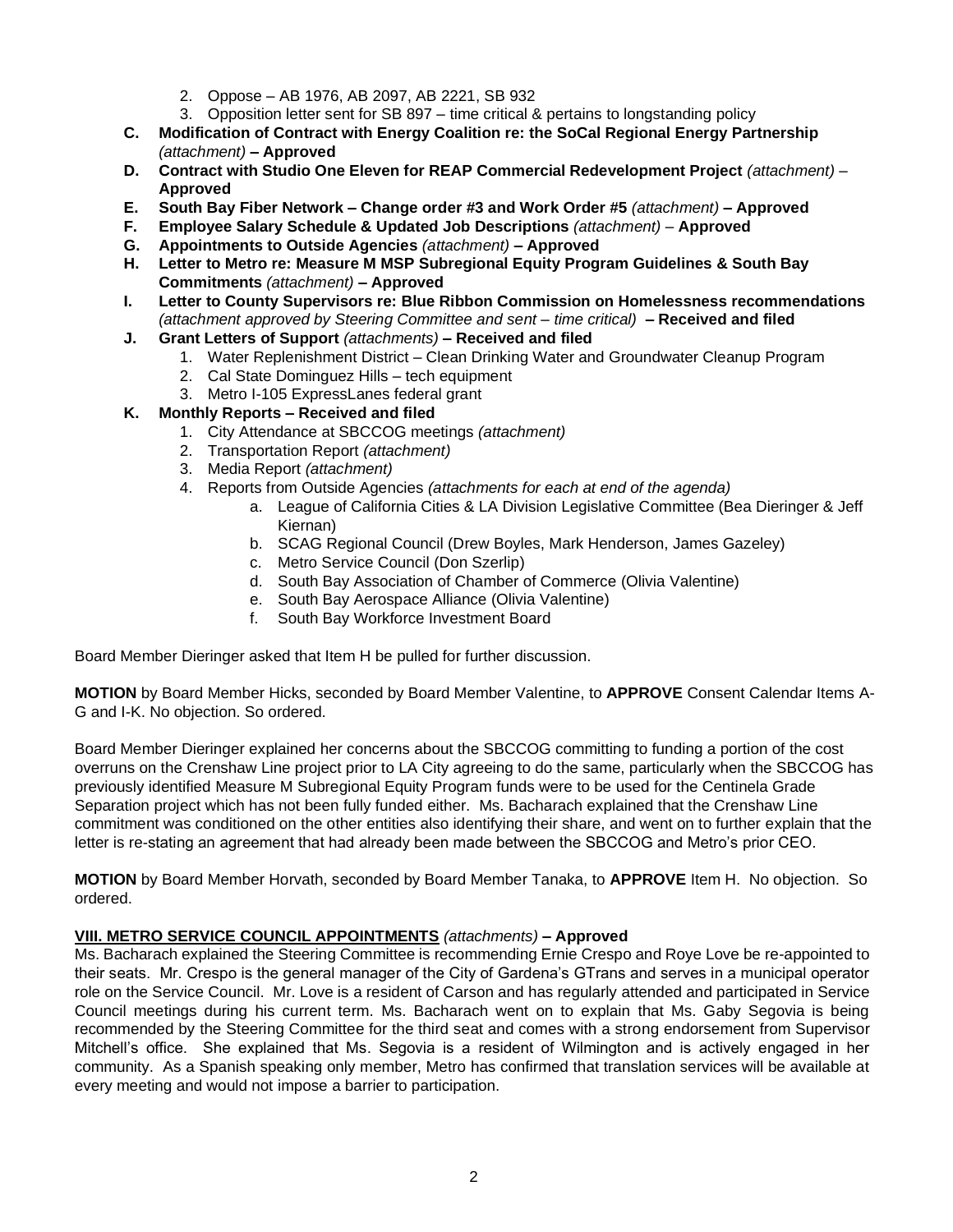2. Oppose – AB 1976, AB 2097, AB 2221, SB 932
3. Opposition letter sent for SB 897 – time critical & pertains to longstanding policy

**C. Modification of Contract with Energy Coalition re: the SoCal Regional Energy Partnership** *(attachment)* **– Approved**

**D. Contract with Studio One Eleven for REAP Commercial Redevelopment Project** *(attachment)* – **Approved**

**E. South Bay Fiber Network – Change order #3 and Work Order #5** *(attachment)* **– Approved**

**F. Employee Salary Schedule & Updated Job Descriptions** *(attachment)* – **Approved**

**G. Appointments to Outside Agencies** *(attachment)* **– Approved**

**H. Letter to Metro re: Measure M MSP Subregional Equity Program Guidelines & South Bay Commitments** *(attachment)* **– Approved**

**I. Letter to County Supervisors re: Blue Ribbon Commission on Homelessness recommendations** *(attachment approved by Steering Committee and sent – time critical)* **– Received and filed**

**J. Grant Letters of Support** *(attachments)* **– Received and filed**

1. Water Replenishment District – Clean Drinking Water and Groundwater Cleanup Program
2. Cal State Dominguez Hills – tech equipment
3. Metro I-105 ExpressLanes federal grant

**K. Monthly Reports – Received and filed**

1. City Attendance at SBCCOG meetings *(attachment)*
2. Transportation Report *(attachment)*
3. Media Report *(attachment)*
4. Reports from Outside Agencies *(attachments for each at end of the agenda)*
   a. League of California Cities & LA Division Legislative Committee (Bea Dieringer & Jeff Kiernan)
   b. SCAG Regional Council (Drew Boyles, Mark Henderson, James Gazeley)
   c. Metro Service Council (Don Szerlip)
   d. South Bay Association of Chamber of Commerce (Olivia Valentine)
   e. South Bay Aerospace Alliance (Olivia Valentine)
   f. South Bay Workforce Investment Board

Board Member Dieringer asked that Item H be pulled for further discussion.

**MOTION** by Board Member Hicks, seconded by Board Member Valentine, to **APPROVE** Consent Calendar Items A-G and I-K. No objection. So ordered.

Board Member Dieringer explained her concerns about the SBCCOG committing to funding a portion of the cost overruns on the Crenshaw Line project prior to LA City agreeing to do the same, particularly when the SBCCOG has previously identified Measure M Subregional Equity Program funds were to be used for the Centinela Grade Separation project which has not been fully funded either. Ms. Bacharach explained that the Crenshaw Line commitment was conditioned on the other entities also identifying their share, and went on to further explain that the letter is re-stating an agreement that had already been made between the SBCCOG and Metro's prior CEO.

**MOTION** by Board Member Horvath, seconded by Board Member Tanaka, to **APPROVE** Item H. No objection. So ordered.

**VIII. METRO SERVICE COUNCIL APPOINTMENTS** *(attachments)* **– Approved**

Ms. Bacharach explained the Steering Committee is recommending Ernie Crespo and Roye Love be re-appointed to their seats. Mr. Crespo is the general manager of the City of Gardena's GTrans and serves in a municipal operator role on the Service Council. Mr. Love is a resident of Carson and has regularly attended and participated in Service Council meetings during his current term. Ms. Bacharach went on to explain that Ms. Gaby Segovia is being recommended by the Steering Committee for the third seat and comes with a strong endorsement from Supervisor Mitchell's office. She explained that Ms. Segovia is a resident of Wilmington and is actively engaged in her community. As a Spanish speaking only member, Metro has confirmed that translation services will be available at every meeting and would not impose a barrier to participation.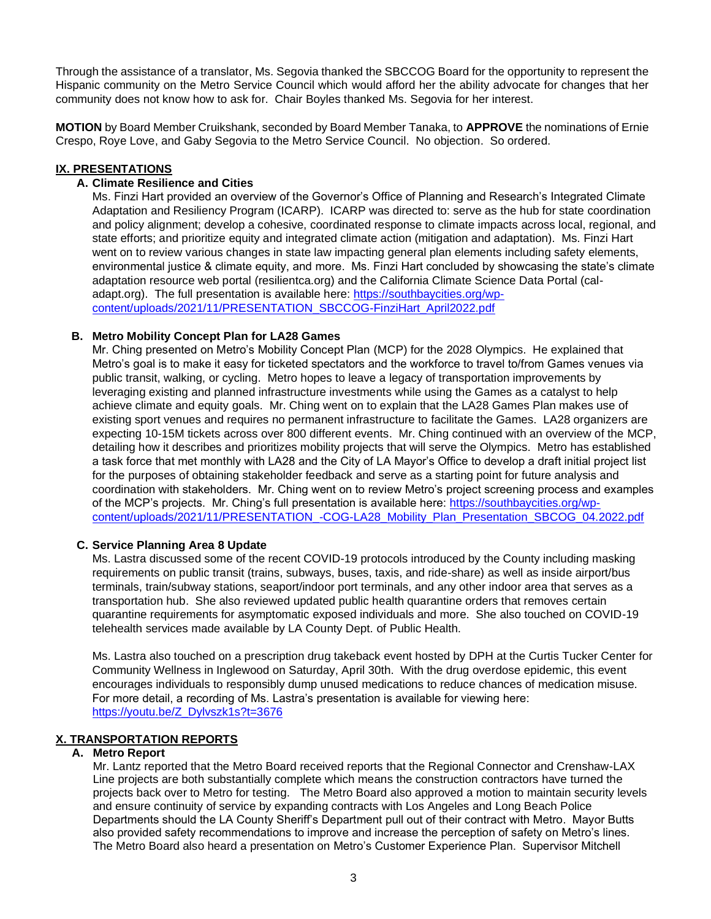Through the assistance of a translator, Ms. Segovia thanked the SBCCOG Board for the opportunity to represent the Hispanic community on the Metro Service Council which would afford her the ability advocate for changes that her community does not know how to ask for. Chair Boyles thanked Ms. Segovia for her interest.

**MOTION** by Board Member Cruikshank, seconded by Board Member Tanaka, to **APPROVE** the nominations of Ernie Crespo, Roye Love, and Gaby Segovia to the Metro Service Council. No objection. So ordered.

## IX. PRESENTATIONS

### A. Climate Resilience and Cities

Ms. Finzi Hart provided an overview of the Governor's Office of Planning and Research's Integrated Climate Adaptation and Resiliency Program (ICARP). ICARP was directed to: serve as the hub for state coordination and policy alignment; develop a cohesive, coordinated response to climate impacts across local, regional, and state efforts; and prioritize equity and integrated climate action (mitigation and adaptation). Ms. Finzi Hart went on to review various changes in state law impacting general plan elements including safety elements, environmental justice & climate equity, and more. Ms. Finzi Hart concluded by showcasing the state's climate adaptation resource web portal (resilientca.org) and the California Climate Science Data Portal (cal-adapt.org). The full presentation is available here: https://southbaycities.org/wp-content/uploads/2021/11/PRESENTATION_SBCCOG-FinziHart_April2022.pdf

### B. Metro Mobility Concept Plan for LA28 Games

Mr. Ching presented on Metro's Mobility Concept Plan (MCP) for the 2028 Olympics. He explained that Metro's goal is to make it easy for ticketed spectators and the workforce to travel to/from Games venues via public transit, walking, or cycling. Metro hopes to leave a legacy of transportation improvements by leveraging existing and planned infrastructure investments while using the Games as a catalyst to help achieve climate and equity goals. Mr. Ching went on to explain that the LA28 Games Plan makes use of existing sport venues and requires no permanent infrastructure to facilitate the Games. LA28 organizers are expecting 10-15M tickets across over 800 different events. Mr. Ching continued with an overview of the MCP, detailing how it describes and prioritizes mobility projects that will serve the Olympics. Metro has established a task force that met monthly with LA28 and the City of LA Mayor's Office to develop a draft initial project list for the purposes of obtaining stakeholder feedback and serve as a starting point for future analysis and coordination with stakeholders. Mr. Ching went on to review Metro's project screening process and examples of the MCP's projects. Mr. Ching's full presentation is available here: https://southbaycities.org/wp-content/uploads/2021/11/PRESENTATION_-COG-LA28_Mobility_Plan_Presentation_SBCOG_04.2022.pdf

### C. Service Planning Area 8 Update

Ms. Lastra discussed some of the recent COVID-19 protocols introduced by the County including masking requirements on public transit (trains, subways, buses, taxis, and ride-share) as well as inside airport/bus terminals, train/subway stations, seaport/indoor port terminals, and any other indoor area that serves as a transportation hub. She also reviewed updated public health quarantine orders that removes certain quarantine requirements for asymptomatic exposed individuals and more. She also touched on COVID-19 telehealth services made available by LA County Dept. of Public Health.

Ms. Lastra also touched on a prescription drug takeback event hosted by DPH at the Curtis Tucker Center for Community Wellness in Inglewood on Saturday, April 30th. With the drug overdose epidemic, this event encourages individuals to responsibly dump unused medications to reduce chances of medication misuse. For more detail, a recording of Ms. Lastra's presentation is available for viewing here: https://youtu.be/Z_Dylvszk1s?t=3676

## X. TRANSPORTATION REPORTS

### A. Metro Report

Mr. Lantz reported that the Metro Board received reports that the Regional Connector and Crenshaw-LAX Line projects are both substantially complete which means the construction contractors have turned the projects back over to Metro for testing. The Metro Board also approved a motion to maintain security levels and ensure continuity of service by expanding contracts with Los Angeles and Long Beach Police Departments should the LA County Sheriff's Department pull out of their contract with Metro. Mayor Butts also provided safety recommendations to improve and increase the perception of safety on Metro's lines. The Metro Board also heard a presentation on Metro's Customer Experience Plan. Supervisor Mitchell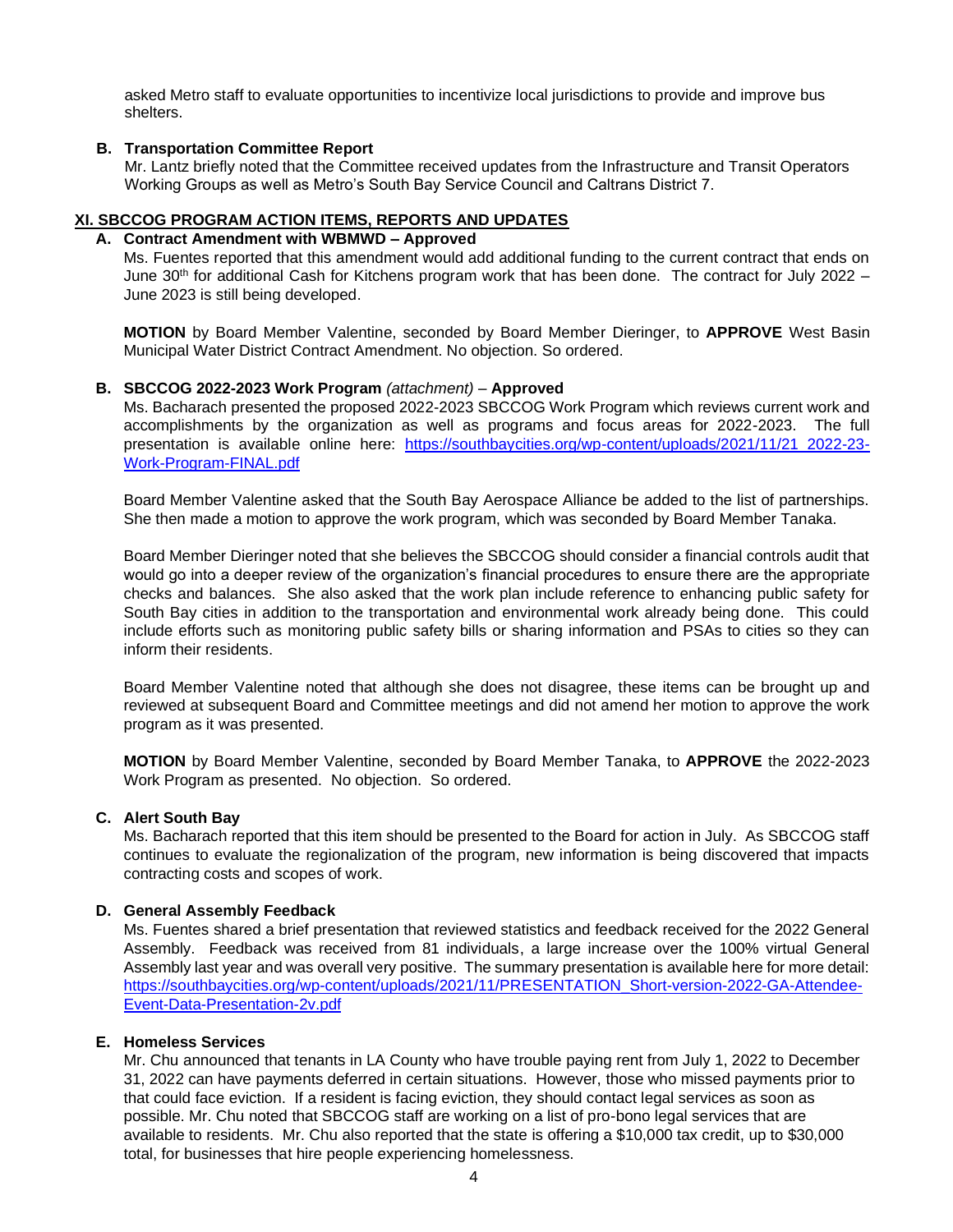asked Metro staff to evaluate opportunities to incentivize local jurisdictions to provide and improve bus shelters.

**B. Transportation Committee Report**

Mr. Lantz briefly noted that the Committee received updates from the Infrastructure and Transit Operators Working Groups as well as Metro's South Bay Service Council and Caltrans District 7.

## XI. SBCCOG PROGRAM ACTION ITEMS, REPORTS AND UPDATES

**A. Contract Amendment with WBMWD – Approved**

Ms. Fuentes reported that this amendment would add additional funding to the current contract that ends on June 30th for additional Cash for Kitchens program work that has been done. The contract for July 2022 – June 2023 is still being developed.

**MOTION** by Board Member Valentine, seconded by Board Member Dieringer, to **APPROVE** West Basin Municipal Water District Contract Amendment. No objection. So ordered.

**B. SBCCOG 2022-2023 Work Program** *(attachment)* – **Approved**

Ms. Bacharach presented the proposed 2022-2023 SBCCOG Work Program which reviews current work and accomplishments by the organization as well as programs and focus areas for 2022-2023. The full presentation is available online here: [https://southbaycities.org/wp-content/uploads/2021/11/21_2022-23-Work-Program-FINAL.pdf](https://southbaycities.org/wp-content/uploads/2021/11/21_2022-23-Work-Program-FINAL.pdf)

Board Member Valentine asked that the South Bay Aerospace Alliance be added to the list of partnerships. She then made a motion to approve the work program, which was seconded by Board Member Tanaka.

Board Member Dieringer noted that she believes the SBCCOG should consider a financial controls audit that would go into a deeper review of the organization's financial procedures to ensure there are the appropriate checks and balances. She also asked that the work plan include reference to enhancing public safety for South Bay cities in addition to the transportation and environmental work already being done. This could include efforts such as monitoring public safety bills or sharing information and PSAs to cities so they can inform their residents.

Board Member Valentine noted that although she does not disagree, these items can be brought up and reviewed at subsequent Board and Committee meetings and did not amend her motion to approve the work program as it was presented.

**MOTION** by Board Member Valentine, seconded by Board Member Tanaka, to **APPROVE** the 2022-2023 Work Program as presented. No objection. So ordered.

**C. Alert South Bay**

Ms. Bacharach reported that this item should be presented to the Board for action in July. As SBCCOG staff continues to evaluate the regionalization of the program, new information is being discovered that impacts contracting costs and scopes of work.

**D. General Assembly Feedback**

Ms. Fuentes shared a brief presentation that reviewed statistics and feedback received for the 2022 General Assembly. Feedback was received from 81 individuals, a large increase over the 100% virtual General Assembly last year and was overall very positive. The summary presentation is available here for more detail: [https://southbaycities.org/wp-content/uploads/2021/11/PRESENTATION_Short-version-2022-GA-Attendee-Event-Data-Presentation-2v.pdf](https://southbaycities.org/wp-content/uploads/2021/11/PRESENTATION_Short-version-2022-GA-Attendee-Event-Data-Presentation-2v.pdf)

**E. Homeless Services**

Mr. Chu announced that tenants in LA County who have trouble paying rent from July 1, 2022 to December 31, 2022 can have payments deferred in certain situations. However, those who missed payments prior to that could face eviction. If a resident is facing eviction, they should contact legal services as soon as possible. Mr. Chu noted that SBCCOG staff are working on a list of pro-bono legal services that are available to residents. Mr. Chu also reported that the state is offering a $10,000 tax credit, up to $30,000 total, for businesses that hire people experiencing homelessness.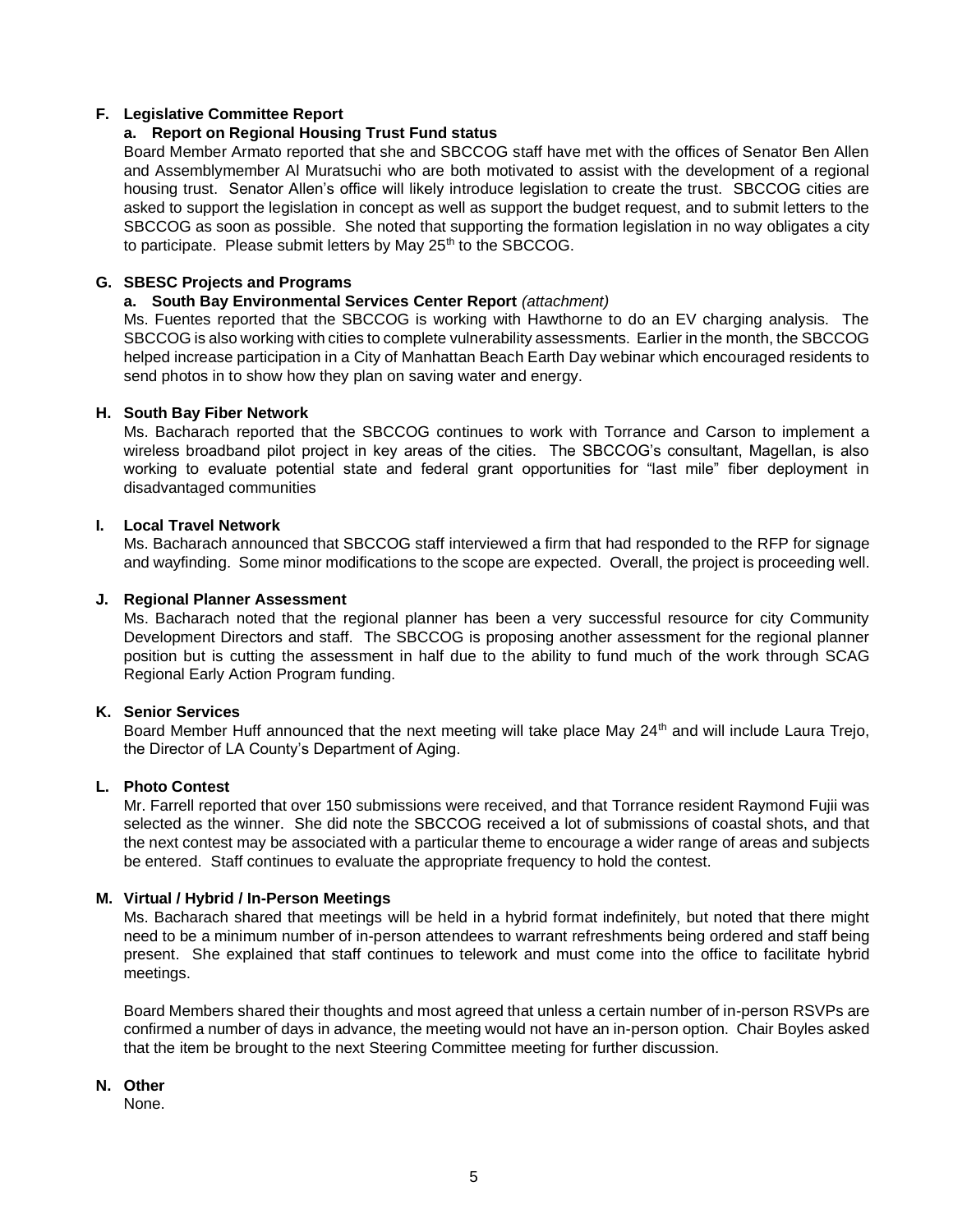**F. Legislative Committee Report**

**a. Report on Regional Housing Trust Fund status**

Board Member Armato reported that she and SBCCOG staff have met with the offices of Senator Ben Allen and Assemblymember Al Muratsuchi who are both motivated to assist with the development of a regional housing trust. Senator Allen's office will likely introduce legislation to create the trust. SBCCOG cities are asked to support the legislation in concept as well as support the budget request, and to submit letters to the SBCCOG as soon as possible. She noted that supporting the formation legislation in no way obligates a city to participate. Please submit letters by May 25th to the SBCCOG.

**G. SBESC Projects and Programs**

**a. South Bay Environmental Services Center Report** *(attachment)*

Ms. Fuentes reported that the SBCCOG is working with Hawthorne to do an EV charging analysis. The SBCCOG is also working with cities to complete vulnerability assessments. Earlier in the month, the SBCCOG helped increase participation in a City of Manhattan Beach Earth Day webinar which encouraged residents to send photos in to show how they plan on saving water and energy.

**H. South Bay Fiber Network**

Ms. Bacharach reported that the SBCCOG continues to work with Torrance and Carson to implement a wireless broadband pilot project in key areas of the cities. The SBCCOG's consultant, Magellan, is also working to evaluate potential state and federal grant opportunities for "last mile" fiber deployment in disadvantaged communities

**I. Local Travel Network**

Ms. Bacharach announced that SBCCOG staff interviewed a firm that had responded to the RFP for signage and wayfinding. Some minor modifications to the scope are expected. Overall, the project is proceeding well.

**J. Regional Planner Assessment**

Ms. Bacharach noted that the regional planner has been a very successful resource for city Community Development Directors and staff. The SBCCOG is proposing another assessment for the regional planner position but is cutting the assessment in half due to the ability to fund much of the work through SCAG Regional Early Action Program funding.

**K. Senior Services**

Board Member Huff announced that the next meeting will take place May 24th and will include Laura Trejo, the Director of LA County's Department of Aging.

**L. Photo Contest**

Mr. Farrell reported that over 150 submissions were received, and that Torrance resident Raymond Fujii was selected as the winner. She did note the SBCCOG received a lot of submissions of coastal shots, and that the next contest may be associated with a particular theme to encourage a wider range of areas and subjects be entered. Staff continues to evaluate the appropriate frequency to hold the contest.

**M. Virtual / Hybrid / In-Person Meetings**

Ms. Bacharach shared that meetings will be held in a hybrid format indefinitely, but noted that there might need to be a minimum number of in-person attendees to warrant refreshments being ordered and staff being present. She explained that staff continues to telework and must come into the office to facilitate hybrid meetings.

Board Members shared their thoughts and most agreed that unless a certain number of in-person RSVPs are confirmed a number of days in advance, the meeting would not have an in-person option. Chair Boyles asked that the item be brought to the next Steering Committee meeting for further discussion.

**N. Other**

None.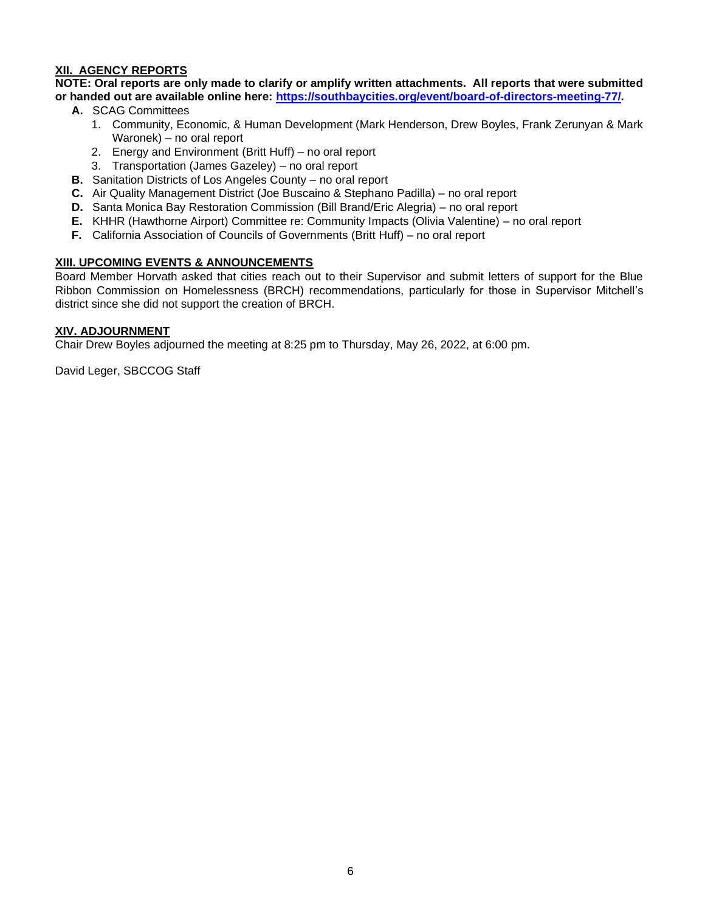## XII. AGENCY REPORTS

**NOTE: Oral reports are only made to clarify or amplify written attachments. All reports that were submitted or handed out are available online here: [https://southbaycities.org/event/board-of-directors-meeting-77/](https://southbaycities.org/event/board-of-directors-meeting-77/).**

- **A.** SCAG Committees
  1. Community, Economic, & Human Development (Mark Henderson, Drew Boyles, Frank Zerunyan & Mark Waronek) – no oral report
  2. Energy and Environment (Britt Huff) – no oral report
  3. Transportation (James Gazeley) – no oral report
- **B.** Sanitation Districts of Los Angeles County – no oral report
- **C.** Air Quality Management District (Joe Buscaino & Stephano Padilla) – no oral report
- **D.** Santa Monica Bay Restoration Commission (Bill Brand/Eric Alegria) – no oral report
- **E.** KHHR (Hawthorne Airport) Committee re: Community Impacts (Olivia Valentine) – no oral report
- **F.** California Association of Councils of Governments (Britt Huff) – no oral report

## XIII. UPCOMING EVENTS & ANNOUNCEMENTS

Board Member Horvath asked that cities reach out to their Supervisor and submit letters of support for the Blue Ribbon Commission on Homelessness (BRCH) recommendations, particularly for those in Supervisor Mitchell's district since she did not support the creation of BRCH.

## XIV. ADJOURNMENT

Chair Drew Boyles adjourned the meeting at 8:25 pm to Thursday, May 26, 2022, at 6:00 pm.

David Leger, SBCCOG Staff